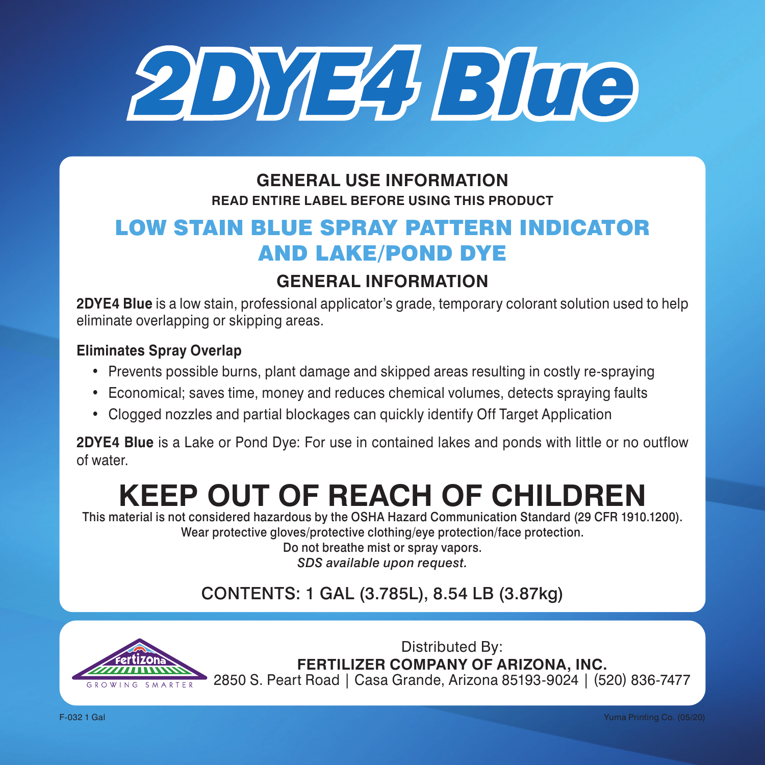# 2DYE4 Blue

## GENERAL USE INFORMATION

**READ ENTIRE LABEL BEFORE USING THIS PRODUCT**

## LOW STAIN BLUE SPRAY PATTERN INDICATOR AND LAKE/POND DYE

### GENERAL INFORMATION

**2DYE4 Blue** is a low stain, professional applicator's grade, temporary colorant solution used to help eliminate overlapping or skipping areas.

**Eliminates Spray Overlap**

- Prevents possible burns, plant damage and skipped areas resulting in costly re-spraying
- Economical; saves time, money and reduces chemical volumes, detects spraying faults
- Clogged nozzles and partial blockages can quickly identify Off Target Application

**2DYE4 Blue** is a Lake or Pond Dye: For use in contained lakes and ponds with little or no outflow of water.

# KEEP OUT OF REACH OF CHILDREN

This material is not considered hazardous by the OSHA Hazard Communication Standard (29 CFR 1910.1200).
Wear protective gloves/protective clothing/eye protection/face protection.
Do not breathe mist or spray vapors.
*SDS available upon request.*

CONTENTS: 1 GAL (3.785L), 8.54 LB (3.87kg)

Fertizona GROWING SMARTER

Distributed By:
**FERTILIZER COMPANY OF ARIZONA, INC.**
2850 S. Peart Road | Casa Grande, Arizona 85193-9024 | (520) 836-7477

F-032 1 Gal

Yuma Printing Co. (05/20)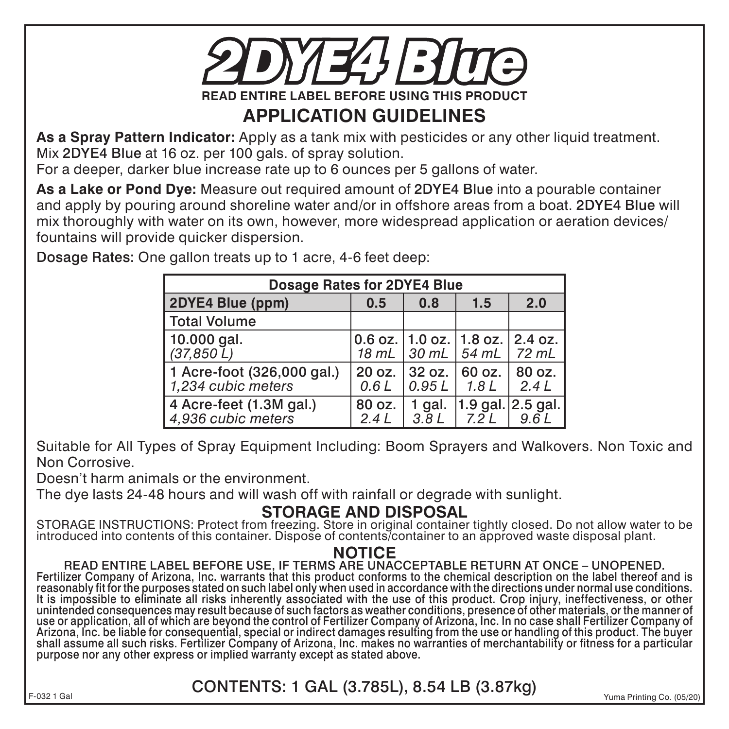# 2DYE4 Blue

**READ ENTIRE LABEL BEFORE USING THIS PRODUCT**

## APPLICATION GUIDELINES

**As a Spray Pattern Indicator:** Apply as a tank mix with pesticides or any other liquid treatment. Mix **2DYE4 Blue** at 16 oz. per 100 gals. of spray solution.
For a deeper, darker blue increase rate up to 6 ounces per 5 gallons of water.

**As a Lake or Pond Dye:** Measure out required amount of **2DYE4 Blue** into a pourable container and apply by pouring around shoreline water and/or in offshore areas from a boat. **2DYE4 Blue** will mix thoroughly with water on its own, however, more widespread application or aeration devices/ fountains will provide quicker dispersion.

**Dosage Rates:** One gallon treats up to 1 acre, 4-6 feet deep:

| Dosage Rates for 2DYE4 Blue | | | | |
|---|---|---|---|---|
| **2DYE4 Blue (ppm)** | **0.5** | **0.8** | **1.5** | **2.0** |
| Total Volume | | | | |
| 10.000 gal. *(37,850 L)* | 0.6 oz. *18 mL* | 1.0 oz. *30 mL* | 1.8 oz. *54 mL* | 2.4 oz. *72 mL* |
| 1 Acre-foot (326,000 gal.) *1,234 cubic meters* | 20 oz. *0.6 L* | 32 oz. *0.95 L* | 60 oz. *1.8 L* | 80 oz. *2.4 L* |
| 4 Acre-feet (1.3M gal.) *4,936 cubic meters* | 80 oz. *2.4 L* | 1 gal. *3.8 L* | 1.9 gal. *7.2 L* | 2.5 gal. *9.6 L* |

Suitable for All Types of Spray Equipment Including: Boom Sprayers and Walkovers. Non Toxic and Non Corrosive.
Doesn't harm animals or the environment.
The dye lasts 24-48 hours and will wash off with rainfall or degrade with sunlight.

## STORAGE AND DISPOSAL

STORAGE INSTRUCTIONS: Protect from freezing. Store in original container tightly closed. Do not allow water to be introduced into contents of this container. Dispose of contents/container to an approved waste disposal plant.

## NOTICE

**READ ENTIRE LABEL BEFORE USE, IF TERMS ARE UNACCEPTABLE RETURN AT ONCE – UNOPENED.**
Fertilizer Company of Arizona, Inc. warrants that this product conforms to the chemical description on the label thereof and is reasonably fit for the purposes stated on such label only when used in accordance with the directions under normal use conditions. It is impossible to eliminate all risks inherently associated with the use of this product. Crop injury, ineffectiveness, or other unintended consequences may result because of such factors as weather conditions, presence of other materials, or the manner of use or application, all of which are beyond the control of Fertilizer Company of Arizona, Inc. In no case shall Fertilizer Company of Arizona, Inc. be liable for consequential, special or indirect damages resulting from the use or handling of this product. The buyer shall assume all such risks. Fertilizer Company of Arizona, Inc. makes no warranties of merchantability or fitness for a particular purpose nor any other express or implied warranty except as stated above.

F-032 1 Gal

**CONTENTS: 1 GAL (3.785L), 8.54 LB (3.87kg)**

Yuma Printing Co. (05/20)